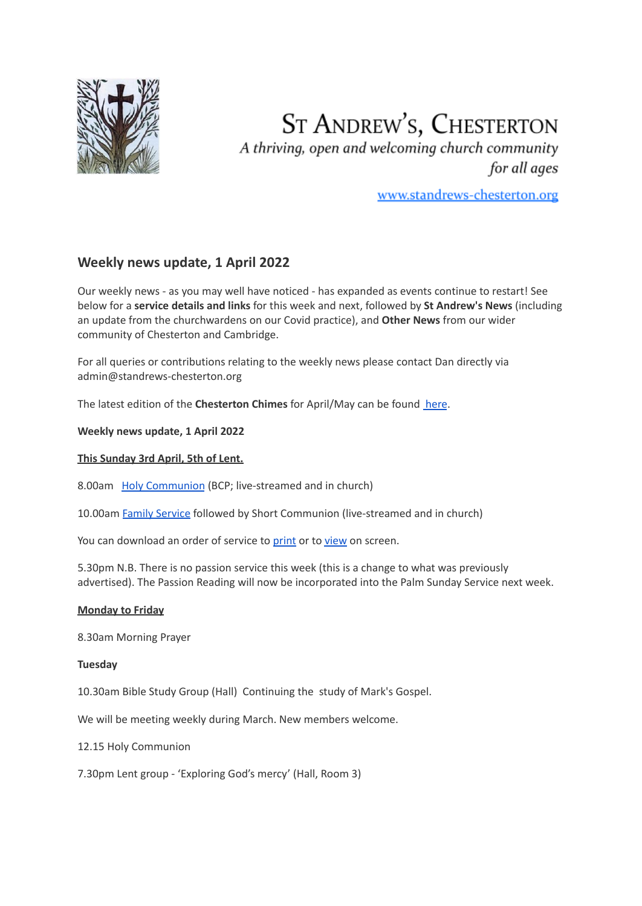# St Andrew's, Chesterton

*A thriving, open and welcoming church community for all ages*

[www.standrews-chesterton.org](www.standrews-chesterton.org)

## Weekly news update, 1 April 2022

Our weekly news - as you may well have noticed - has expanded as events continue to restart! See below for a **service details and links** for this week and next, followed by **St Andrew's News** (including an update from the churchwardens on our Covid practice), and **Other News** from our wider community of Chesterton and Cambridge.

For all queries or contributions relating to the weekly news please contact Dan directly via admin@standrews-chesterton.org

The latest edition of the **Chesterton Chimes** for April/May can be found [here].

**Weekly news update, 1 April 2022**

**<u>This Sunday 3rd April, 5th of Lent.</u>**

8.00am [Holy Communion] (BCP; live-streamed and in church)

10.00am [Family Service] followed by Short Communion (live-streamed and in church)

You can download an order of service to [print] or to [view] on screen.

5.30pm N.B. There is no passion service this week (this is a change to what was previously advertised). The Passion Reading will now be incorporated into the Palm Sunday Service next week.

**<u>Monday to Friday</u>**

8.30am Morning Prayer

**Tuesday**

10.30am Bible Study Group (Hall) Continuing the study of Mark's Gospel.

We will be meeting weekly during March. New members welcome.

12.15 Holy Communion

7.30pm Lent group - 'Exploring God's mercy' (Hall, Room 3)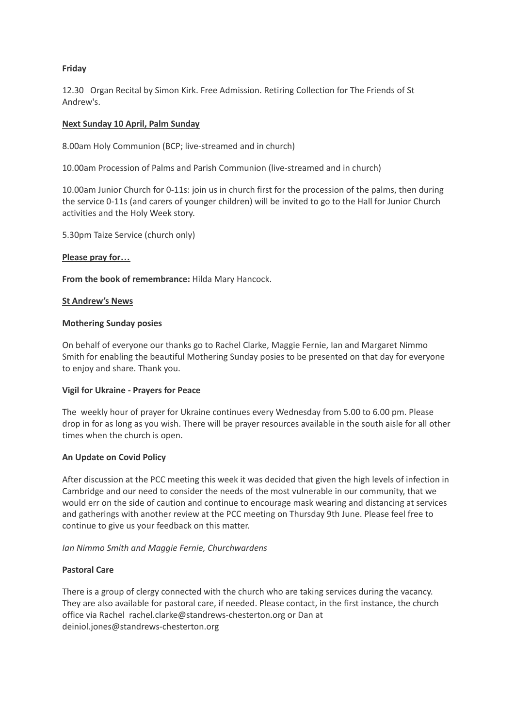**Friday**

12.30 Organ Recital by Simon Kirk. Free Admission. Retiring Collection for The Friends of St Andrew's.

**Next Sunday 10 April, Palm Sunday**

8.00am Holy Communion (BCP; live-streamed and in church)

10.00am Procession of Palms and Parish Communion (live-streamed and in church)

10.00am Junior Church for 0-11s: join us in church first for the procession of the palms, then during the service 0-11s (and carers of younger children) will be invited to go to the Hall for Junior Church activities and the Holy Week story.

5.30pm Taize Service (church only)

**Please pray for…**

**From the book of remembrance:** Hilda Mary Hancock.

**St Andrew's News**

**Mothering Sunday posies**

On behalf of everyone our thanks go to Rachel Clarke, Maggie Fernie, Ian and Margaret Nimmo Smith for enabling the beautiful Mothering Sunday posies to be presented on that day for everyone to enjoy and share. Thank you.

**Vigil for Ukraine - Prayers for Peace**

The weekly hour of prayer for Ukraine continues every Wednesday from 5.00 to 6.00 pm. Please drop in for as long as you wish. There will be prayer resources available in the south aisle for all other times when the church is open.

**An Update on Covid Policy**

After discussion at the PCC meeting this week it was decided that given the high levels of infection in Cambridge and our need to consider the needs of the most vulnerable in our community, that we would err on the side of caution and continue to encourage mask wearing and distancing at services and gatherings with another review at the PCC meeting on Thursday 9th June. Please feel free to continue to give us your feedback on this matter.

*Ian Nimmo Smith and Maggie Fernie, Churchwardens*

**Pastoral Care**

There is a group of clergy connected with the church who are taking services during the vacancy. They are also available for pastoral care, if needed. Please contact, in the first instance, the church office via Rachel rachel.clarke@standrews-chesterton.org or Dan at deiniol.jones@standrews-chesterton.org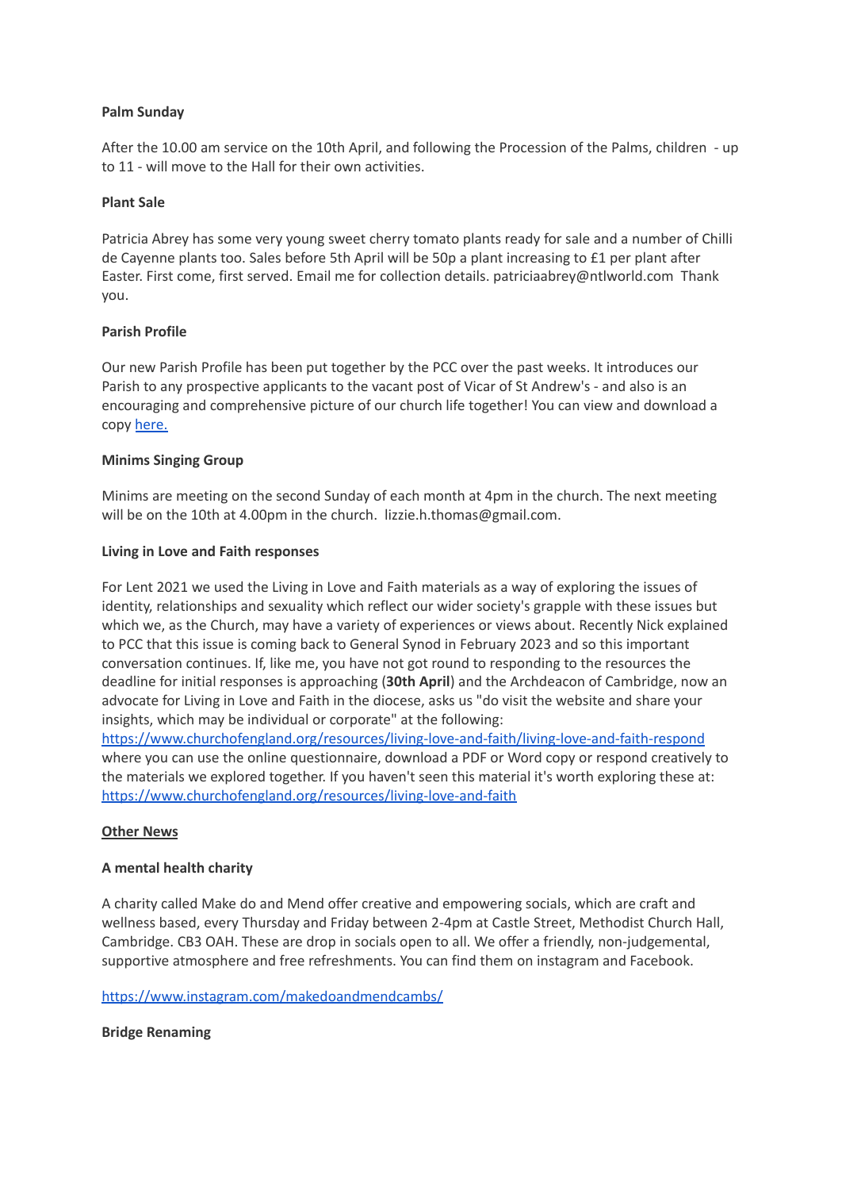**Palm Sunday**

After the 10.00 am service on the 10th April, and following the Procession of the Palms, children - up to 11 - will move to the Hall for their own activities.

**Plant Sale**

Patricia Abrey has some very young sweet cherry tomato plants ready for sale and a number of Chilli de Cayenne plants too. Sales before 5th April will be 50p a plant increasing to £1 per plant after Easter. First come, first served. Email me for collection details. patriciaabrey@ntlworld.com Thank you.

**Parish Profile**

Our new Parish Profile has been put together by the PCC over the past weeks. It introduces our Parish to any prospective applicants to the vacant post of Vicar of St Andrew's - and also is an encouraging and comprehensive picture of our church life together! You can view and download a copy [here.]()

**Minims Singing Group**

Minims are meeting on the second Sunday of each month at 4pm in the church. The next meeting will be on the 10th at 4.00pm in the church. lizzie.h.thomas@gmail.com.

**Living in Love and Faith responses**

For Lent 2021 we used the Living in Love and Faith materials as a way of exploring the issues of identity, relationships and sexuality which reflect our wider society's grapple with these issues but which we, as the Church, may have a variety of experiences or views about. Recently Nick explained to PCC that this issue is coming back to General Synod in February 2023 and so this important conversation continues. If, like me, you have not got round to responding to the resources the deadline for initial responses is approaching (**30th April**) and the Archdeacon of Cambridge, now an advocate for Living in Love and Faith in the diocese, asks us "do visit the website and share your insights, which may be individual or corporate" at the following: [https://www.churchofengland.org/resources/living-love-and-faith/living-love-and-faith-respond](https://www.churchofengland.org/resources/living-love-and-faith/living-love-and-faith-respond) where you can use the online questionnaire, download a PDF or Word copy or respond creatively to the materials we explored together. If you haven't seen this material it's worth exploring these at: [https://www.churchofengland.org/resources/living-love-and-faith](https://www.churchofengland.org/resources/living-love-and-faith)

**Other News**

**A mental health charity**

A charity called Make do and Mend offer creative and empowering socials, which are craft and wellness based, every Thursday and Friday between 2-4pm at Castle Street, Methodist Church Hall, Cambridge. CB3 OAH. These are drop in socials open to all. We offer a friendly, non-judgemental, supportive atmosphere and free refreshments. You can find them on instagram and Facebook.

[https://www.instagram.com/makedoandmendcambs/](https://www.instagram.com/makedoandmendcambs/)

**Bridge Renaming**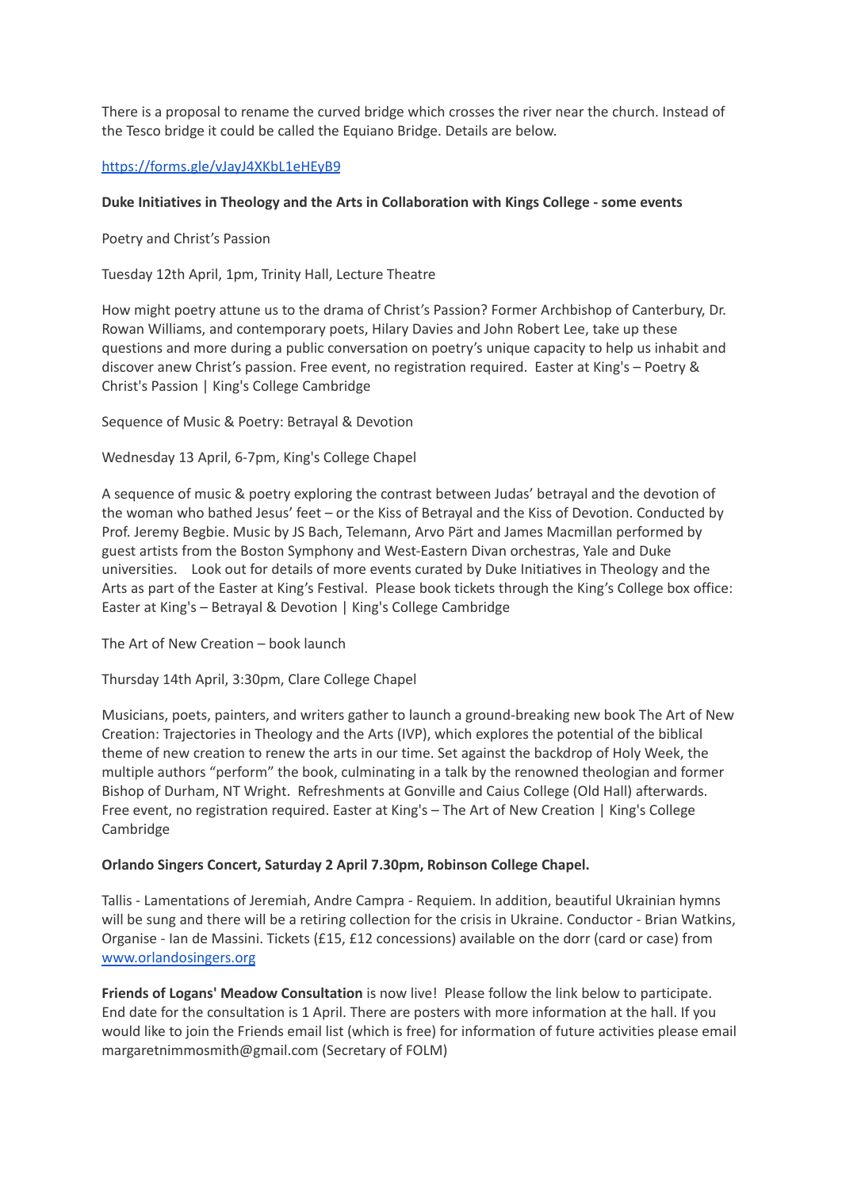There is a proposal to rename the curved bridge which crosses the river near the church. Instead of the Tesco bridge it could be called the Equiano Bridge. Details are below.

[https://forms.gle/vJayJ4XKbL1eHEyB9](https://forms.gle/vJayJ4XKbL1eHEyB9)

**Duke Initiatives in Theology and the Arts in Collaboration with Kings College - some events**

Poetry and Christ's Passion

Tuesday 12th April, 1pm, Trinity Hall, Lecture Theatre

How might poetry attune us to the drama of Christ's Passion? Former Archbishop of Canterbury, Dr. Rowan Williams, and contemporary poets, Hilary Davies and John Robert Lee, take up these questions and more during a public conversation on poetry's unique capacity to help us inhabit and discover anew Christ's passion. Free event, no registration required. Easter at King's – Poetry & Christ's Passion | King's College Cambridge

Sequence of Music & Poetry: Betrayal & Devotion

Wednesday 13 April, 6-7pm, King's College Chapel

A sequence of music & poetry exploring the contrast between Judas' betrayal and the devotion of the woman who bathed Jesus' feet – or the Kiss of Betrayal and the Kiss of Devotion. Conducted by Prof. Jeremy Begbie. Music by JS Bach, Telemann, Arvo Pärt and James Macmillan performed by guest artists from the Boston Symphony and West-Eastern Divan orchestras, Yale and Duke universities. Look out for details of more events curated by Duke Initiatives in Theology and the Arts as part of the Easter at King's Festival. Please book tickets through the King's College box office: Easter at King's – Betrayal & Devotion | King's College Cambridge

The Art of New Creation – book launch

Thursday 14th April, 3:30pm, Clare College Chapel

Musicians, poets, painters, and writers gather to launch a ground-breaking new book The Art of New Creation: Trajectories in Theology and the Arts (IVP), which explores the potential of the biblical theme of new creation to renew the arts in our time. Set against the backdrop of Holy Week, the multiple authors "perform" the book, culminating in a talk by the renowned theologian and former Bishop of Durham, NT Wright. Refreshments at Gonville and Caius College (Old Hall) afterwards. Free event, no registration required. Easter at King's – The Art of New Creation | King's College Cambridge

**Orlando Singers Concert, Saturday 2 April 7.30pm, Robinson College Chapel.**

Tallis - Lamentations of Jeremiah, Andre Campra - Requiem. In addition, beautiful Ukrainian hymns will be sung and there will be a retiring collection for the crisis in Ukraine. Conductor - Brian Watkins, Organise - Ian de Massini. Tickets (£15, £12 concessions) available on the dorr (card or case) from [www.orlandosingers.org](www.orlandosingers.org)

**Friends of Logans' Meadow Consultation** is now live! Please follow the link below to participate. End date for the consultation is 1 April. There are posters with more information at the hall. If you would like to join the Friends email list (which is free) for information of future activities please email margaretnimmosmith@gmail.com (Secretary of FOLM)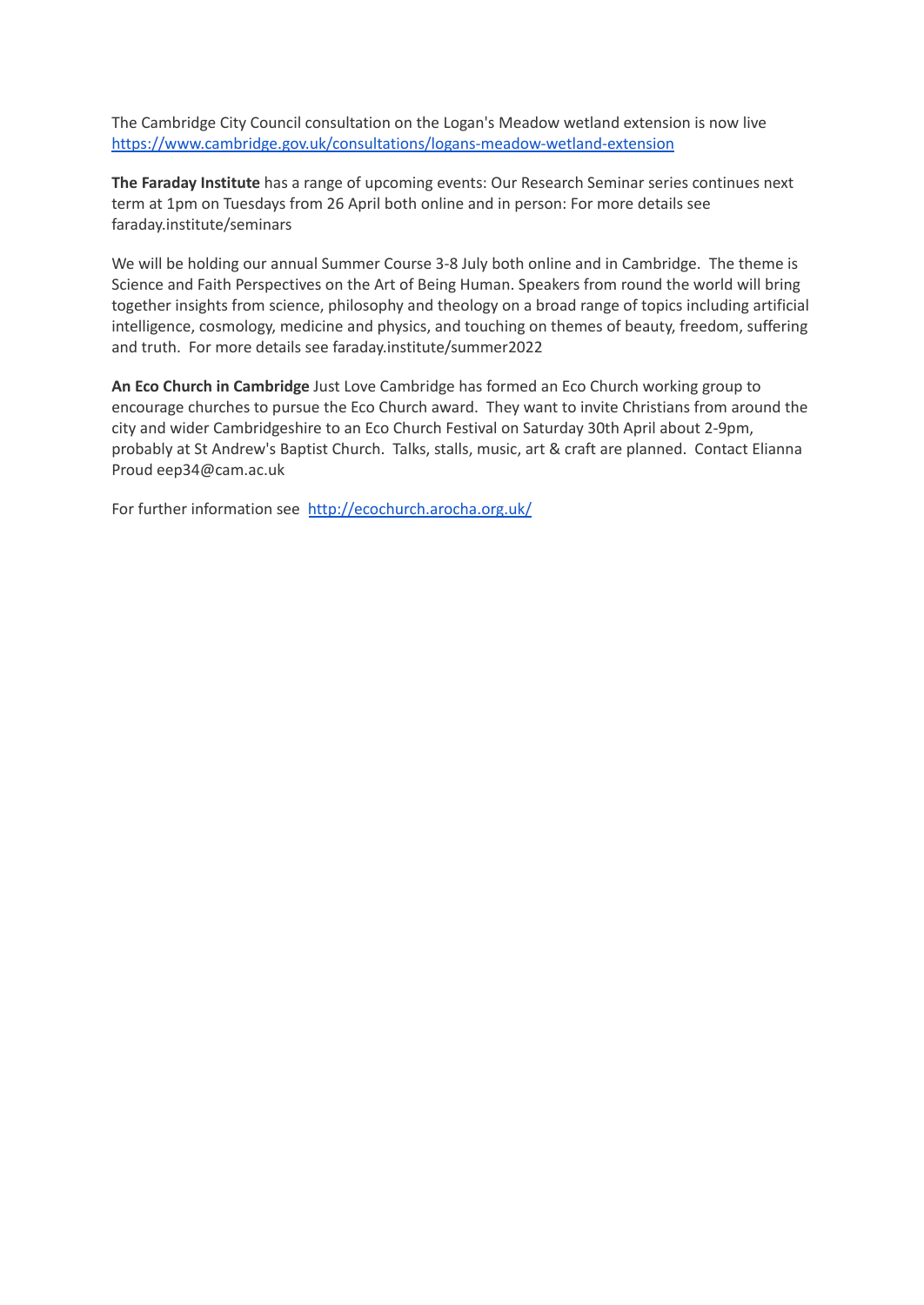The Cambridge City Council consultation on the Logan's Meadow wetland extension is now live https://www.cambridge.gov.uk/consultations/logans-meadow-wetland-extension

**The Faraday Institute** has a range of upcoming events: Our Research Seminar series continues next term at 1pm on Tuesdays from 26 April both online and in person: For more details see faraday.institute/seminars

We will be holding our annual Summer Course 3-8 July both online and in Cambridge. The theme is Science and Faith Perspectives on the Art of Being Human. Speakers from round the world will bring together insights from science, philosophy and theology on a broad range of topics including artificial intelligence, cosmology, medicine and physics, and touching on themes of beauty, freedom, suffering and truth. For more details see faraday.institute/summer2022

**An Eco Church in Cambridge** Just Love Cambridge has formed an Eco Church working group to encourage churches to pursue the Eco Church award. They want to invite Christians from around the city and wider Cambridgeshire to an Eco Church Festival on Saturday 30th April about 2-9pm, probably at St Andrew's Baptist Church. Talks, stalls, music, art & craft are planned. Contact Elianna Proud eep34@cam.ac.uk

For further information see http://ecochurch.arocha.org.uk/